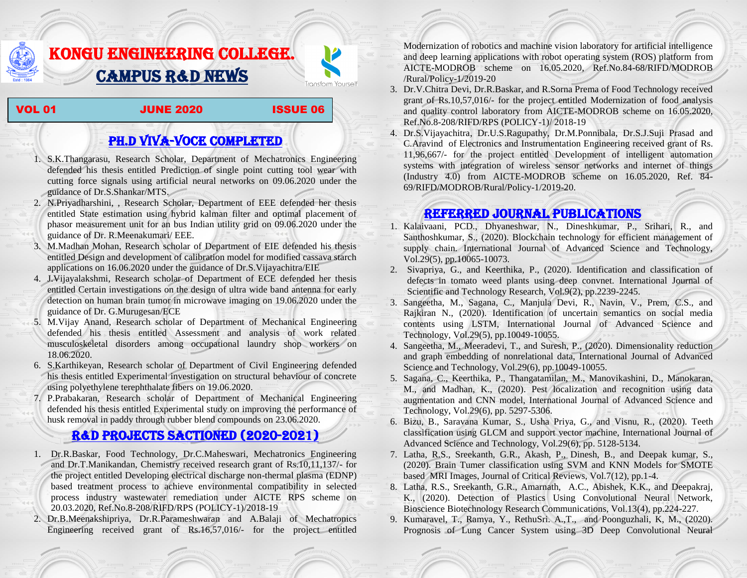# KONGU ENGINEERING COLLEGE.

# CAMPUS R&D NEWS

Transform Yourself

**VOL 01 | JUNE 2020 | ISSUE 06**

## PH.D VIVA-VOCE COMPLETED

1. S.K.Thangarasu, Research Scholar, Department of Mechatronics Engineering defended his thesis entitled Prediction of single point cutting tool wear with cutting force signals using artificial neural networks on 09.06.2020 under the guidance of Dr.S.Shankar/MTS.
2. N.Priyadharshini, , Research Scholar, Department of EEE defended her thesis entitled State estimation using hybrid kalman filter and optimal placement of phasor measurement unit for an bus Indian utility grid on 09.06.2020 under the guidance of Dr. R.Meenakumari/ EEE.
3. M.Madhan Mohan, Research scholar of Department of EIE defended his thesis entitled Design and development of calibration model for modified cassava starch applications on 16.06.2020 under the guidance of Dr.S.Vijayachitra/EIE
4. J.Vijayalakshmi, Research scholar of Department of ECE defended her thesis entitled Certain investigations on the design of ultra wide band antenna for early detection on human brain tumor in microwave imaging on 19.06.2020 under the guidance of Dr. G.Murugesan/ECE
5. M.Vijay Anand, Research scholar of Department of Mechanical Engineering defended his thesis entitled Assessment and analysis of work related musculoskeletal disorders among occupational laundry shop workers on 18.06.2020.
6. S.Karthikeyan, Research scholar of Department of Civil Engineering defended his thesis entitled Experimental investigation on structural behaviour of concrete using polyethylene terephthalate fibers on 19.06.2020.
7. P.Prabakaran, Research scholar of Department of Mechanical Engineering defended his thesis entitled Experimental study on improving the performance of husk removal in paddy through rubber blend compounds on 23.06.2020.

## R&D PROJECTS SACTIONED (2020-2021)

1. Dr.R.Baskar, Food Technology, Dr.C.Maheswari, Mechatronics Engineering and Dr.T.Manikandan, Chemistry received research grant of Rs.10,11,137/- for the project entitled Developing electrical discharge non-thermal plasma (EDNP) based treatment process to achieve environmental compatibility in selected process industry wastewater remediation under AICTE RPS scheme on 20.03.2020, Ref.No.8-208/RIFD/RPS (POLICY-1)/2018-19
2. Dr.B.Meenakshipriya, Dr.R.Parameshwaran and A.Balaji of Mechatronics Engineering received grant of Rs.16,57,016/- for the project entitled Modernization of robotics and machine vision laboratory for artificial intelligence and deep learning applications with robot operating system (ROS) platform from AICTE-MODROB scheme on 16.05.2020, Ref.No.84-68/RIFD/MODROB /Rural/Policy-1/2019-20
3. Dr.V.Chitra Devi, Dr.R.Baskar, and R.Sorna Prema of Food Technology received grant of Rs.10,57,016/- for the project entitled Modernization of food analysis and quality control laboratory from AICTE-MODROB scheme on 16.05.2020, Ref.No.8-208/RIFD/RPS (POLICY-1)/ 2018-19
4. Dr.S.Vijayachitra, Dr.U.S.Ragupathy, Dr.M.Ponnibala, Dr.S.J.Suji Prasad and C.Aravind of Electronics and Instrumentation Engineering received grant of Rs. 11,96,667/- for the project entitled Development of intelligent automation systems with integration of wireless sensor networks and internet of things (Industry 4.0) from AICTE-MODROB scheme on 16.05.2020, Ref. 84-69/RIFD/MODROB/Rural/Policy-1/2019-20.

## REFERRED JOURNAL PUBLICATIONS

1. Kalaivaani, PCD., Dhyaneshwar, N., Dineshkumar, P., Srihari, R., and Santhoshkumar, S., (2020). Blockchain technology for efficient management of supply chain. International Journal of Advanced Science and Technology, Vol.29(5), pp.10065-10073.
2. Sivapriya, G., and Keerthika, P., (2020). Identification and classification of defects in tomato weed plants using deep convnet. International Journal of Scientific and Technology Research, Vol.9(2), pp.2239-2245.
3. Sangeetha, M., Sagana, C., Manjula Devi, R., Navin, V., Prem, C.S., and Rajkiran N., (2020). Identification of uncertain semantics on social media contents using LSTM, International Journal of Advanced Science and Technology, Vol.29(5), pp.10049-10055.
4. Sangeetha, M., Meeradevi, T., and Suresh, P., (2020). Dimensionality reduction and graph embedding of nonrelational data, International Journal of Advanced Science and Technology, Vol.29(6), pp.10049-10055.
5. Sagana, C., Keerthika, P., Thangatamilan, M., Manovikashini, D., Manokaran, M., and Madhan, K., (2020). Pest localization and recognition using data augmentation and CNN model, International Journal of Advanced Science and Technology, Vol.29(6), pp. 5297-5306.
6. Bizu, B., Saravana Kumar, S., Usha Priya, G., and Visnu, R., (2020). Teeth classification using GLCM and support vector machine, International Journal of Advanced Science and Technology, Vol.29(6), pp. 5128-5134.
7. Latha, R.S., Sreekanth, G.R., Akash, P., Dinesh, B., and Deepak kumar, S., (2020). Brain Tumer classification using SVM and KNN Models for SMOTE based MRI Images, Journal of Critical Reviews, Vol.7(12), pp.1-4.
8. Latha, R.S., Sreekanth, G.R., Amarnath, A.C., Abishek, K.K., and Deepakraj, K., (2020). Detection of Plastics Using Convolutional Neural Network, Bioscience Biotechnology Research Communications, Vol.13(4), pp.224-227.
9. Kumaravel, T., Ramya, Y., RethuSri. A.,T., and Poonguzhali, K, M., (2020). Prognosis of Lung Cancer System using 3D Deep Convolutional Neural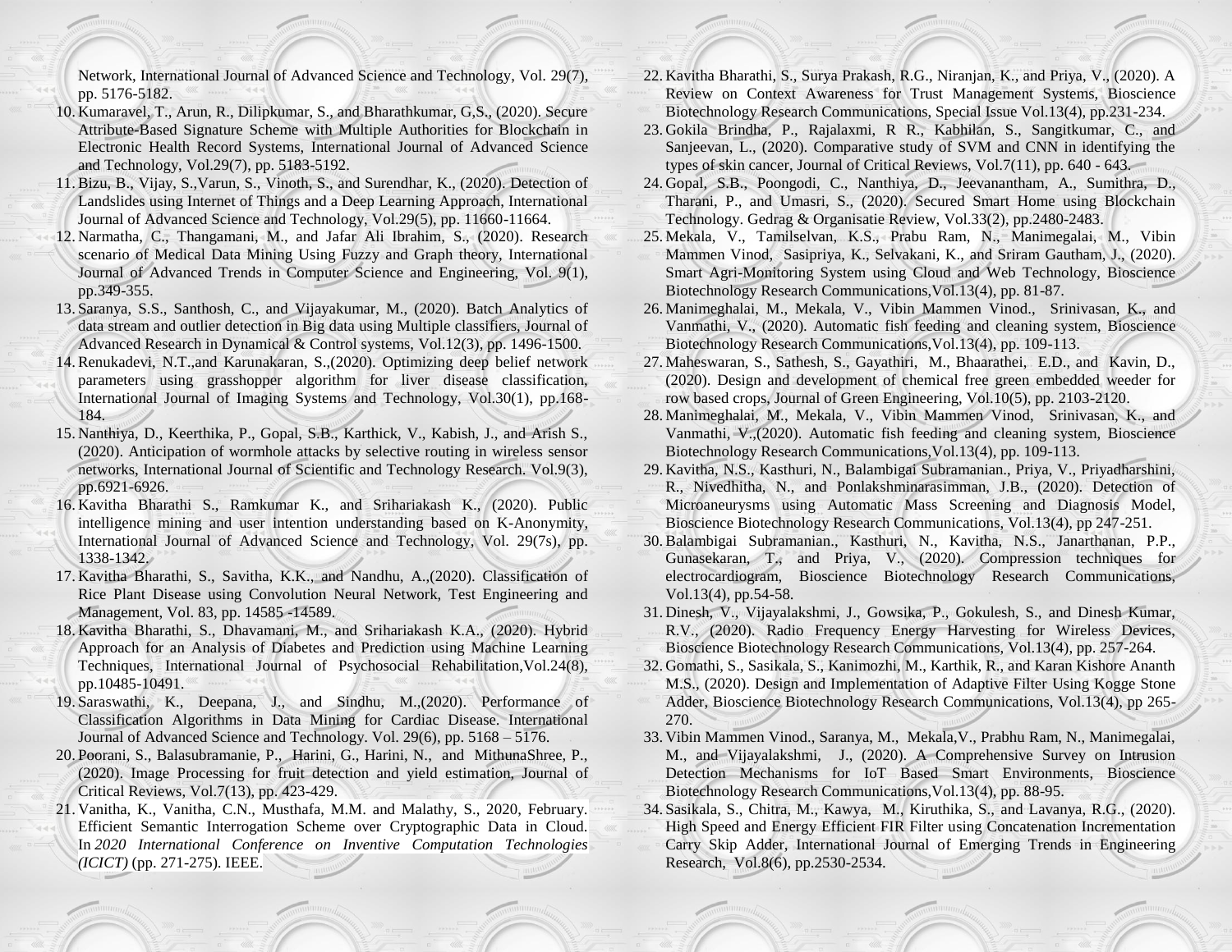Network, International Journal of Advanced Science and Technology, Vol. 29(7), pp. 5176-5182.

10. Kumaravel, T., Arun, R., Dilipkumar, S., and Bharathkumar, G,S., (2020). Secure Attribute-Based Signature Scheme with Multiple Authorities for Blockchain in Electronic Health Record Systems, International Journal of Advanced Science and Technology, Vol.29(7), pp. 5183-5192.
11. Bizu, B., Vijay, S.,Varun, S., Vinoth, S., and Surendhar, K., (2020). Detection of Landslides using Internet of Things and a Deep Learning Approach, International Journal of Advanced Science and Technology, Vol.29(5), pp. 11660-11664.
12. Narmatha, C., Thangamani, M., and Jafar Ali Ibrahim, S., (2020). Research scenario of Medical Data Mining Using Fuzzy and Graph theory, International Journal of Advanced Trends in Computer Science and Engineering, Vol. 9(1), pp.349-355.
13. Saranya, S.S., Santhosh, C., and Vijayakumar, M., (2020). Batch Analytics of data stream and outlier detection in Big data using Multiple classifiers, Journal of Advanced Research in Dynamical & Control systems, Vol.12(3), pp. 1496-1500.
14. Renukadevi, N.T.,and Karunakaran, S.,(2020). Optimizing deep belief network parameters using grasshopper algorithm for liver disease classification, International Journal of Imaging Systems and Technology, Vol.30(1), pp.168-184.
15. Nanthiya, D., Keerthika, P., Gopal, S.B., Karthick, V., Kabish, J., and Arish S., (2020). Anticipation of wormhole attacks by selective routing in wireless sensor networks, International Journal of Scientific and Technology Research. Vol.9(3), pp.6921-6926.
16. Kavitha Bharathi S., Ramkumar K., and Srihariakash K., (2020). Public intelligence mining and user intention understanding based on K-Anonymity, International Journal of Advanced Science and Technology, Vol. 29(7s), pp. 1338-1342.
17. Kavitha Bharathi, S., Savitha, K.K., and Nandhu, A.,(2020). Classification of Rice Plant Disease using Convolution Neural Network, Test Engineering and Management, Vol. 83, pp. 14585 -14589.
18. Kavitha Bharathi, S., Dhavamani, M., and Srihariakash K.A., (2020). Hybrid Approach for an Analysis of Diabetes and Prediction using Machine Learning Techniques, International Journal of Psychosocial Rehabilitation,Vol.24(8), pp.10485-10491.
19. Saraswathi, K., Deepana, J., and Sindhu, M.,(2020). Performance of Classification Algorithms in Data Mining for Cardiac Disease. International Journal of Advanced Science and Technology. Vol. 29(6), pp. 5168 – 5176.
20. Poorani, S., Balasubramanie, P., Harini, G., Harini, N., and MithunaShree, P., (2020). Image Processing for fruit detection and yield estimation, Journal of Critical Reviews, Vol.7(13), pp. 423-429.
21. Vanitha, K., Vanitha, C.N., Musthafa, M.M. and Malathy, S., 2020, February. Efficient Semantic Interrogation Scheme over Cryptographic Data in Cloud. In *2020 International Conference on Inventive Computation Technologies (ICICT)* (pp. 271-275). IEEE.
22. Kavitha Bharathi, S., Surya Prakash, R.G., Niranjan, K., and Priya, V., (2020). A Review on Context Awareness for Trust Management Systems, Bioscience Biotechnology Research Communications, Special Issue Vol.13(4), pp.231-234.
23. Gokila Brindha, P., Rajalaxmi, R R., Kabhilan, S., Sangitkumar, C., and Sanjeevan, L., (2020). Comparative study of SVM and CNN in identifying the types of skin cancer, Journal of Critical Reviews, Vol.7(11), pp. 640 - 643.
24. Gopal, S.B., Poongodi, C., Nanthiya, D., Jeevanantham, A., Sumithra, D., Tharani, P., and Umasri, S., (2020). Secured Smart Home using Blockchain Technology. Gedrag & Organisatie Review, Vol.33(2), pp.2480-2483.
25. Mekala, V., Tamilselvan, K.S., Prabu Ram, N., Manimegalai, M., Vibin Mammen Vinod, Sasipriya, K., Selvakani, K., and Sriram Gautham, J., (2020). Smart Agri-Monitoring System using Cloud and Web Technology, Bioscience Biotechnology Research Communications,Vol.13(4), pp. 81-87.
26. Manimeghalai, M., Mekala, V., Vibin Mammen Vinod., Srinivasan, K., and Vanmathi, V., (2020). Automatic fish feeding and cleaning system, Bioscience Biotechnology Research Communications,Vol.13(4), pp. 109-113.
27. Maheswaran, S., Sathesh, S., Gayathiri, M., Bhaarathei, E.D., and Kavin, D., (2020). Design and development of chemical free green embedded weeder for row based crops, Journal of Green Engineering, Vol.10(5), pp. 2103-2120.
28. Manimeghalai, M., Mekala, V., Vibin Mammen Vinod, Srinivasan, K., and Vanmathi, V.,(2020). Automatic fish feeding and cleaning system, Bioscience Biotechnology Research Communications,Vol.13(4), pp. 109-113.
29. Kavitha, N.S., Kasthuri, N., Balambigai Subramanian., Priya, V., Priyadharshini, R., Nivedhitha, N., and Ponlakshminarasimman, J.B., (2020). Detection of Microaneurysms using Automatic Mass Screening and Diagnosis Model, Bioscience Biotechnology Research Communications, Vol.13(4), pp 247-251.
30. Balambigai Subramanian., Kasthuri, N., Kavitha, N.S., Janarthanan, P.P., Gunasekaran, T., and Priya, V., (2020). Compression techniques for electrocardiogram, Bioscience Biotechnology Research Communications, Vol.13(4), pp.54-58.
31. Dinesh, V., Vijayalakshmi, J., Gowsika, P., Gokulesh, S., and Dinesh Kumar, R.V., (2020). Radio Frequency Energy Harvesting for Wireless Devices, Bioscience Biotechnology Research Communications, Vol.13(4), pp. 257-264.
32. Gomathi, S., Sasikala, S., Kanimozhi, M., Karthik, R., and Karan Kishore Ananth M.S., (2020). Design and Implementation of Adaptive Filter Using Kogge Stone Adder, Bioscience Biotechnology Research Communications, Vol.13(4), pp 265-270.
33. Vibin Mammen Vinod., Saranya, M., Mekala,V., Prabhu Ram, N., Manimegalai, M., and Vijayalakshmi, J., (2020). A Comprehensive Survey on Intrusion Detection Mechanisms for IoT Based Smart Environments, Bioscience Biotechnology Research Communications,Vol.13(4), pp. 88-95.
34. Sasikala, S., Chitra, M., Kawya, M., Kiruthika, S., and Lavanya, R.G., (2020). High Speed and Energy Efficient FIR Filter using Concatenation Incrementation Carry Skip Adder, International Journal of Emerging Trends in Engineering Research, Vol.8(6), pp.2530-2534.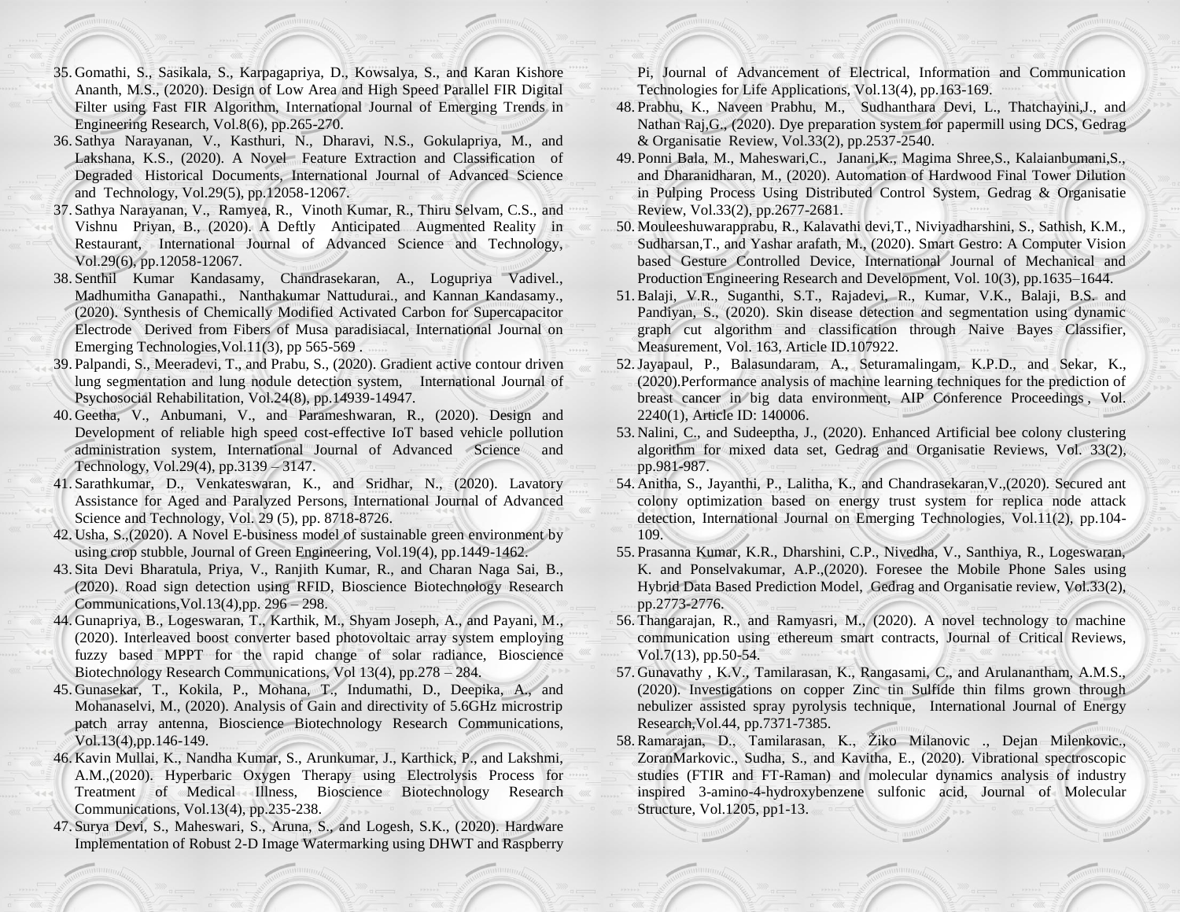35. Gomathi, S., Sasikala, S., Karpagapriya, D., Kowsalya, S., and Karan Kishore Ananth, M.S., (2020). Design of Low Area and High Speed Parallel FIR Digital Filter using Fast FIR Algorithm, International Journal of Emerging Trends in Engineering Research, Vol.8(6), pp.265-270.
36. Sathya Narayanan, V., Kasthuri, N., Dharavi, N.S., Gokulapriya, M., and Lakshana, K.S., (2020). A Novel Feature Extraction and Classification of Degraded Historical Documents, International Journal of Advanced Science and Technology, Vol.29(5), pp.12058-12067.
37. Sathya Narayanan, V., Ramyea, R., Vinoth Kumar, R., Thiru Selvam, C.S., and Vishnu Priyan, B., (2020). A Deftly Anticipated Augmented Reality in Restaurant, International Journal of Advanced Science and Technology, Vol.29(6), pp.12058-12067.
38. Senthil Kumar Kandasamy, Chandrasekaran, A., Logupriya Vadivel., Madhumitha Ganapathi., Nanthakumar Nattudurai., and Kannan Kandasamy., (2020). Synthesis of Chemically Modified Activated Carbon for Supercapacitor Electrode Derived from Fibers of Musa paradisiacal, International Journal on Emerging Technologies,Vol.11(3), pp 565-569 .
39. Palpandi, S., Meeradevi, T., and Prabu, S., (2020). Gradient active contour driven lung segmentation and lung nodule detection system, International Journal of Psychosocial Rehabilitation, Vol.24(8), pp.14939-14947.
40. Geetha, V., Anbumani, V., and Parameshwaran, R., (2020). Design and Development of reliable high speed cost-effective IoT based vehicle pollution administration system, International Journal of Advanced Science and Technology, Vol.29(4), pp.3139 – 3147.
41. Sarathkumar, D., Venkateswaran, K., and Sridhar, N., (2020). Lavatory Assistance for Aged and Paralyzed Persons, International Journal of Advanced Science and Technology, Vol. 29 (5), pp. 8718-8726.
42. Usha, S.,(2020). A Novel E-business model of sustainable green environment by using crop stubble, Journal of Green Engineering, Vol.19(4), pp.1449-1462.
43. Sita Devi Bharatula, Priya, V., Ranjith Kumar, R., and Charan Naga Sai, B., (2020). Road sign detection using RFID, Bioscience Biotechnology Research Communications,Vol.13(4),pp. 296 – 298.
44. Gunapriya, B., Logeswaran, T., Karthik, M., Shyam Joseph, A., and Payani, M., (2020). Interleaved boost converter based photovoltaic array system employing fuzzy based MPPT for the rapid change of solar radiance, Bioscience Biotechnology Research Communications, Vol 13(4), pp.278 – 284.
45. Gunasekar, T., Kokila, P., Mohana, T., Indumathi, D., Deepika, A., and Mohanaselvi, M., (2020). Analysis of Gain and directivity of 5.6GHz microstrip patch array antenna, Bioscience Biotechnology Research Communications, Vol.13(4),pp.146-149.
46. Kavin Mullai, K., Nandha Kumar, S., Arunkumar, J., Karthick, P., and Lakshmi, A.M.,(2020). Hyperbaric Oxygen Therapy using Electrolysis Process for Treatment of Medical Illness, Bioscience Biotechnology Research Communications, Vol.13(4), pp.235-238.
47. Surya Devi, S., Maheswari, S., Aruna, S., and Logesh, S.K., (2020). Hardware Implementation of Robust 2-D Image Watermarking using DHWT and Raspberry Pi, Journal of Advancement of Electrical, Information and Communication Technologies for Life Applications, Vol.13(4), pp.163-169.
48. Prabhu, K., Naveen Prabhu, M., Sudhanthara Devi, L., Thatchayini,J., and Nathan Raj,G., (2020). Dye preparation system for papermill using DCS, Gedrag & Organisatie Review, Vol.33(2), pp.2537-2540.
49. Ponni Bala, M., Maheswari,C., Janani,K., Magima Shree,S., Kalaianbumani,S., and Dharanidharan, M., (2020). Automation of Hardwood Final Tower Dilution in Pulping Process Using Distributed Control System, Gedrag & Organisatie Review, Vol.33(2), pp.2677-2681.
50. Mouleeshuwarapprabu, R., Kalavathi devi,T., Niviyadharshini, S., Sathish, K.M., Sudharsan,T., and Yashar arafath, M., (2020). Smart Gestro: A Computer Vision based Gesture Controlled Device, International Journal of Mechanical and Production Engineering Research and Development, Vol. 10(3), pp.1635–1644.
51. Balaji, V.R., Suganthi, S.T., Rajadevi, R., Kumar, V.K., Balaji, B.S. and Pandiyan, S., (2020). Skin disease detection and segmentation using dynamic graph cut algorithm and classification through Naive Bayes Classifier, Measurement, Vol. 163, Article ID.107922.
52. Jayapaul, P., Balasundaram, A., Seturamalingam, K.P.D., and Sekar, K., (2020).Performance analysis of machine learning techniques for the prediction of breast cancer in big data environment, AIP Conference Proceedings, Vol. 2240(1), Article ID: 140006.
53. Nalini, C., and Sudeeptha, J., (2020). Enhanced Artificial bee colony clustering algorithm for mixed data set, Gedrag and Organisatie Reviews, Vol. 33(2), pp.981-987.
54. Anitha, S., Jayanthi, P., Lalitha, K., and Chandrasekaran,V.,(2020). Secured ant colony optimization based on energy trust system for replica node attack detection, International Journal on Emerging Technologies, Vol.11(2), pp.104-109.
55. Prasanna Kumar, K.R., Dharshini, C.P., Nivedha, V., Santhiya, R., Logeswaran, K. and Ponselvakumar, A.P.,(2020). Foresee the Mobile Phone Sales using Hybrid Data Based Prediction Model, Gedrag and Organisatie review, Vol.33(2), pp.2773-2776.
56. Thangarajan, R., and Ramyasri, M., (2020). A novel technology to machine communication using ethereum smart contracts, Journal of Critical Reviews, Vol.7(13), pp.50-54.
57. Gunavathy , K.V., Tamilarasan, K., Rangasami, C., and Arulanantham, A.M.S., (2020). Investigations on copper Zinc tin Sulfide thin films grown through nebulizer assisted spray pyrolysis technique, International Journal of Energy Research,Vol.44, pp.7371-7385.
58. Ramarajan, D., Tamilarasan, K., Žiko Milanovic ., Dejan Milenkovic., ZoranMarkovic., Sudha, S., and Kavitha, E., (2020). Vibrational spectroscopic studies (FTIR and FT-Raman) and molecular dynamics analysis of industry inspired 3-amino-4-hydroxybenzene sulfonic acid, Journal of Molecular Structure, Vol.1205, pp1-13.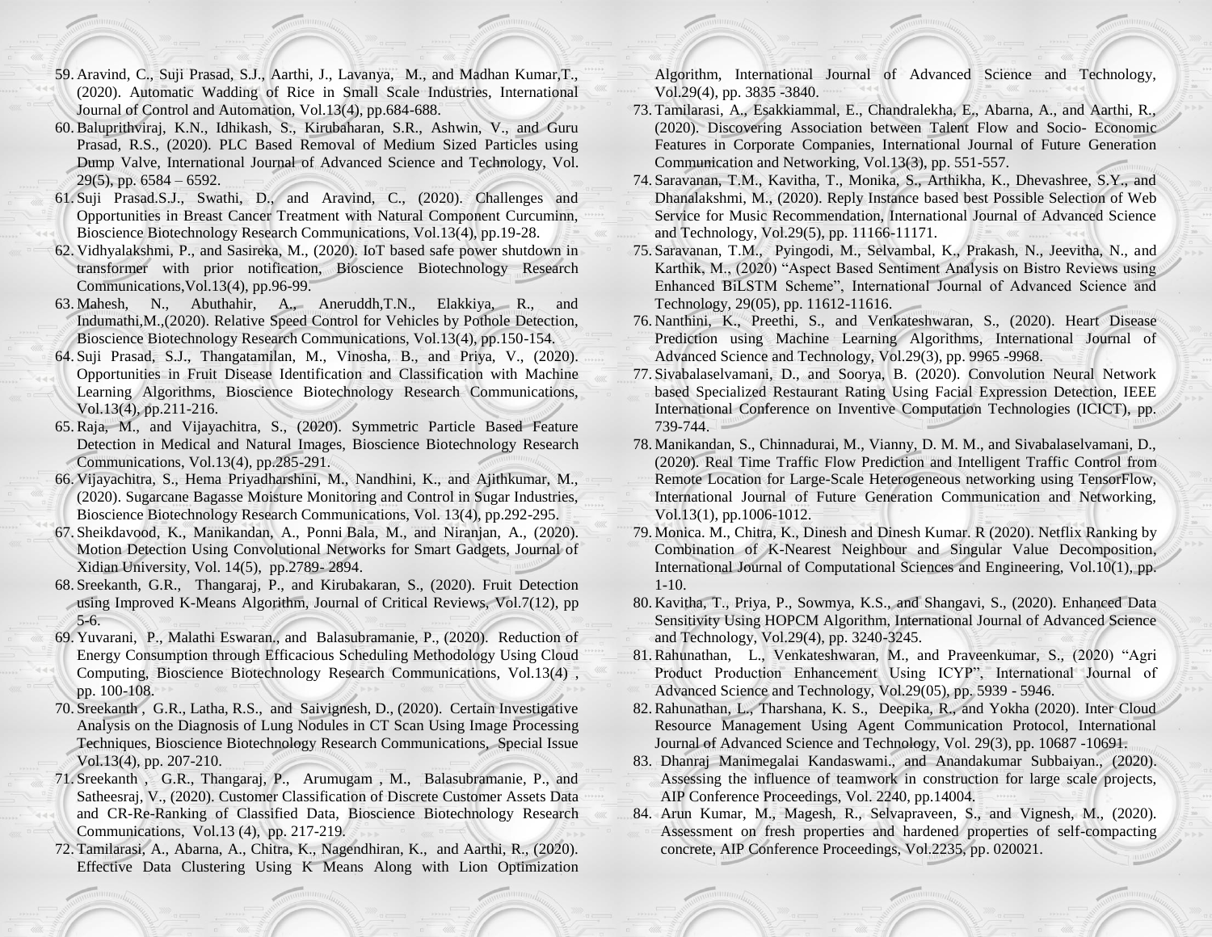59. Aravind, C., Suji Prasad, S.J., Aarthi, J., Lavanya, M., and Madhan Kumar,T., (2020). Automatic Wadding of Rice in Small Scale Industries, International Journal of Control and Automation, Vol.13(4), pp.684-688.
60. Baluprithviraj, K.N., Idhikash, S., Kirubaharan, S.R., Ashwin, V., and Guru Prasad, R.S., (2020). PLC Based Removal of Medium Sized Particles using Dump Valve, International Journal of Advanced Science and Technology, Vol. 29(5), pp. 6584 – 6592.
61. Suji Prasad.S.J., Swathi, D., and Aravind, C., (2020). Challenges and Opportunities in Breast Cancer Treatment with Natural Component Curcuminn, Bioscience Biotechnology Research Communications, Vol.13(4), pp.19-28.
62. Vidhyalakshmi, P., and Sasireka, M., (2020). IoT based safe power shutdown in transformer with prior notification, Bioscience Biotechnology Research Communications,Vol.13(4), pp.96-99.
63. Mahesh, N., Abuthahir, A., Aneruddh,T.N., Elakkiya, R., and Indumathi,M.,(2020). Relative Speed Control for Vehicles by Pothole Detection, Bioscience Biotechnology Research Communications, Vol.13(4), pp.150-154.
64. Suji Prasad, S.J., Thangatamilan, M., Vinosha, B., and Priya, V., (2020). Opportunities in Fruit Disease Identification and Classification with Machine Learning Algorithms, Bioscience Biotechnology Research Communications, Vol.13(4), pp.211-216.
65. Raja, M., and Vijayachitra, S., (2020). Symmetric Particle Based Feature Detection in Medical and Natural Images, Bioscience Biotechnology Research Communications, Vol.13(4), pp.285-291.
66. Vijayachitra, S., Hema Priyadharshini, M., Nandhini, K., and Ajithkumar, M., (2020). Sugarcane Bagasse Moisture Monitoring and Control in Sugar Industries, Bioscience Biotechnology Research Communications, Vol. 13(4), pp.292-295.
67. Sheikdavood, K., Manikandan, A., Ponni Bala, M., and Niranjan, A., (2020). Motion Detection Using Convolutional Networks for Smart Gadgets, Journal of Xidian University, Vol. 14(5), pp.2789- 2894.
68. Sreekanth, G.R., Thangaraj, P., and Kirubakaran, S., (2020). Fruit Detection using Improved K-Means Algorithm, Journal of Critical Reviews, Vol.7(12), pp 5-6.
69. Yuvarani, P., Malathi Eswaran., and Balasubramanie, P., (2020). Reduction of Energy Consumption through Efficacious Scheduling Methodology Using Cloud Computing, Bioscience Biotechnology Research Communications, Vol.13(4) , pp. 100-108.
70. Sreekanth , G.R., Latha, R.S., and Saivignesh, D., (2020). Certain Investigative Analysis on the Diagnosis of Lung Nodules in CT Scan Using Image Processing Techniques, Bioscience Biotechnology Research Communications, Special Issue Vol.13(4), pp. 207-210.
71. Sreekanth , G.R., Thangaraj, P., Arumugam , M., Balasubramanie, P., and Satheesraj, V., (2020). Customer Classification of Discrete Customer Assets Data and CR-Re-Ranking of Classified Data, Bioscience Biotechnology Research Communications, Vol.13 (4), pp. 217-219.
72. Tamilarasi, A., Abarna, A., Chitra, K., Nagendhiran, K., and Aarthi, R., (2020). Effective Data Clustering Using K Means Along with Lion Optimization Algorithm, International Journal of Advanced Science and Technology, Vol.29(4), pp. 3835 -3840.
73. Tamilarasi, A., Esakkiammal, E., Chandralekha, E., Abarna, A., and Aarthi, R., (2020). Discovering Association between Talent Flow and Socio- Economic Features in Corporate Companies, International Journal of Future Generation Communication and Networking, Vol.13(3), pp. 551-557.
74. Saravanan, T.M., Kavitha, T., Monika, S., Arthikha, K., Dhevashree, S.Y., and Dhanalakshmi, M., (2020). Reply Instance based best Possible Selection of Web Service for Music Recommendation, International Journal of Advanced Science and Technology, Vol.29(5), pp. 11166-11171.
75. Saravanan, T.M., Pyingodi, M., Selvambal, K., Prakash, N., Jeevitha, N., and Karthik, M., (2020) "Aspect Based Sentiment Analysis on Bistro Reviews using Enhanced BiLSTM Scheme", International Journal of Advanced Science and Technology, 29(05), pp. 11612-11616.
76. Nanthini, K., Preethi, S., and Venkateshwaran, S., (2020). Heart Disease Prediction using Machine Learning Algorithms, International Journal of Advanced Science and Technology, Vol.29(3), pp. 9965 -9968.
77. Sivabalaselvamani, D., and Soorya, B. (2020). Convolution Neural Network based Specialized Restaurant Rating Using Facial Expression Detection, IEEE International Conference on Inventive Computation Technologies (ICICT), pp. 739-744.
78. Manikandan, S., Chinnadurai, M., Vianny, D. M. M., and Sivabalaselvamani, D., (2020). Real Time Traffic Flow Prediction and Intelligent Traffic Control from Remote Location for Large-Scale Heterogeneous networking using TensorFlow, International Journal of Future Generation Communication and Networking, Vol.13(1), pp.1006-1012.
79. Monica. M., Chitra, K., Dinesh and Dinesh Kumar. R (2020). Netflix Ranking by Combination of K-Nearest Neighbour and Singular Value Decomposition, International Journal of Computational Sciences and Engineering, Vol.10(1), pp. 1-10.
80. Kavitha, T., Priya, P., Sowmya, K.S., and Shangavi, S., (2020). Enhanced Data Sensitivity Using HOPCM Algorithm, International Journal of Advanced Science and Technology, Vol.29(4), pp. 3240-3245.
81. Rahunathan, L., Venkateshwaran, M., and Praveenkumar, S., (2020) "Agri Product Production Enhancement Using ICYP", International Journal of Advanced Science and Technology, Vol.29(05), pp. 5939 - 5946.
82. Rahunathan, L., Tharshana, K. S., Deepika, R., and Yokha (2020). Inter Cloud Resource Management Using Agent Communication Protocol, International Journal of Advanced Science and Technology, Vol. 29(3), pp. 10687 -10691.
83. Dhanraj Manimegalai Kandaswami., and Anandakumar Subbaiyan., (2020). Assessing the influence of teamwork in construction for large scale projects, AIP Conference Proceedings, Vol. 2240, pp.14004.
84. Arun Kumar, M., Magesh, R., Selvapraveen, S., and Vignesh, M., (2020). Assessment on fresh properties and hardened properties of self-compacting concrete, AIP Conference Proceedings, Vol.2235, pp. 020021.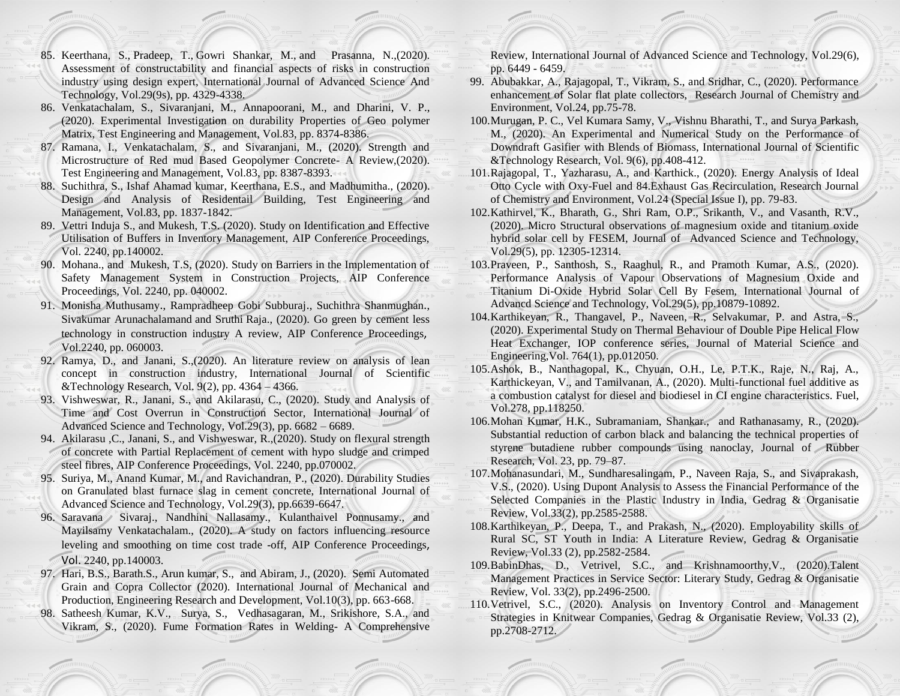85. Keerthana, S., Pradeep, T., Gowri Shankar, M., and Prasanna, N.,(2020). Assessment of constructability and financial aspects of risks in construction industry using design expert, International Journal of Advanced Science And Technology, Vol.29(9s), pp. 4329-4338.
86. Venkatachalam, S., Sivaranjani, M., Annapoorani, M., and Dharini, V. P., (2020). Experimental Investigation on durability Properties of Geo polymer Matrix, Test Engineering and Management, Vol.83, pp. 8374-8386.
87. Ramana, I., Venkatachalam, S., and Sivaranjani, M., (2020). Strength and Microstructure of Red mud Based Geopolymer Concrete- A Review,(2020). Test Engineering and Management, Vol.83, pp. 8387-8393.
88. Suchithra, S., Ishaf Ahamad kumar, Keerthana, E.S., and Madhumitha., (2020). Design and Analysis of Residentail Building, Test Engineering and Management, Vol.83, pp. 1837-1842.
89. Vettri Induja S., and Mukesh, T.S. (2020). Study on Identification and Effective Utilisation of Buffers in Inventory Management, AIP Conference Proceedings, Vol. 2240, pp.140002.
90. Mohana., and Mukesh, T.S, (2020). Study on Barriers in the Implementation of Safety Management System in Construction Projects, AIP Conference Proceedings, Vol. 2240, pp. 040002.
91. Monisha Muthusamy., Rampradheep Gobi Subburaj., Suchithra Shanmughan., Sivakumar Arunachalamand and Sruthi Raja., (2020). Go green by cement less technology in construction industry A review, AIP Conference Proceedings, Vol.2240, pp. 060003.
92. Ramya, D., and Janani, S.,(2020). An literature review on analysis of lean concept in construction industry, International Journal of Scientific &Technology Research, Vol. 9(2), pp. 4364 – 4366.
93. Vishweswar, R., Janani, S., and Akilarasu, C., (2020). Study and Analysis of Time and Cost Overrun in Construction Sector, International Journal of Advanced Science and Technology, Vol.29(3), pp. 6682 – 6689.
94. Akilarasu ,C., Janani, S., and Vishweswar, R.,(2020). Study on flexural strength of concrete with Partial Replacement of cement with hypo sludge and crimped steel fibres, AIP Conference Proceedings, Vol. 2240, pp.070002.
95. Suriya, M., Anand Kumar, M., and Ravichandran, P., (2020). Durability Studies on Granulated blast furnace slag in cement concrete, International Journal of Advanced Science and Technology, Vol.29(3), pp.6639-6647.
96. Saravana Sivaraj., Nandhini Nallasamy., Kulanthaivel Ponnusamy., and Mayilsamy Venkatachalam., (2020). A study on factors influencing resource leveling and smoothing on time cost trade -off, AIP Conference Proceedings, Vol. 2240, pp.140003.
97. Hari, B.S., Barath.S., Arun kumar, S., and Abiram, J., (2020). Semi Automated Grain and Copra Collector (2020). International Journal of Mechanical and Production, Engineering Research and Development, Vol.10(3), pp. 663-668.
98. Satheesh Kumar, K.V., Surya, S., Vedhasagaran, M., Srikishore, S.A., and Vikram, S., (2020). Fume Formation Rates in Welding- A Comprehensive Review, International Journal of Advanced Science and Technology, Vol.29(6), pp. 6449 - 6459.
99. Abubakkar, A., Rajagopal, T., Vikram, S., and Sridhar, C., (2020). Performance enhancement of Solar flat plate collectors, Research Journal of Chemistry and Environment, Vol.24, pp.75-78.
100. Murugan, P. C., Vel Kumara Samy, V., Vishnu Bharathi, T., and Surya Parkash, M., (2020). An Experimental and Numerical Study on the Performance of Downdraft Gasifier with Blends of Biomass, International Journal of Scientific &Technology Research, Vol. 9(6), pp.408-412.
101. Rajagopal, T., Yazharasu, A., and Karthick., (2020). Energy Analysis of Ideal Otto Cycle with Oxy-Fuel and 84.Exhaust Gas Recirculation, Research Journal of Chemistry and Environment, Vol.24 (Special Issue I), pp. 79-83.
102. Kathirvel, K., Bharath, G., Shri Ram, O.P., Srikanth, V., and Vasanth, R.V., (2020). Micro Structural observations of magnesium oxide and titanium oxide hybrid solar cell by FESEM, Journal of Advanced Science and Technology, Vol.29(5), pp. 12305-12314.
103. Praveen, P., Santhosh, S., Raaghul, R., and Pramoth Kumar, A.S., (2020). Performance Analysis of Vapour Observations of Magnesium Oxide and Titanium Di-Oxide Hybrid Solar Cell By Fesem, International Journal of Advancd Science and Technology, Vol.29(5), pp.10879-10892.
104. Karthikeyan, R., Thangavel, P., Naveen, R., Selvakumar, P. and Astra, S., (2020). Experimental Study on Thermal Behaviour of Double Pipe Helical Flow Heat Exchanger, IOP conference series, Journal of Material Science and Engineering,Vol. 764(1), pp.012050.
105. Ashok, B., Nanthagopal, K., Chyuan, O.H., Le, P.T.K., Raje, N., Raj, A., Karthickeyan, V., and Tamilvanan, A., (2020). Multi-functional fuel additive as a combustion catalyst for diesel and biodiesel in CI engine characteristics. Fuel, Vol.278, pp.118250.
106. Mohan Kumar, H.K., Subramaniam, Shankar., and Rathanasamy, R., (2020). Substantial reduction of carbon black and balancing the technical properties of styrene butadiene rubber compounds using nanoclay, Journal of Rubber Research, Vol. 23, pp. 79–87.
107. Mohanasundari, M., Sundharesalingam, P., Naveen Raja, S., and Sivaprakash, V.S., (2020). Using Dupont Analysis to Assess the Financial Performance of the Selected Companies in the Plastic Industry in India, Gedrag & Organisatie Review, Vol.33(2), pp.2585-2588.
108. Karthikeyan, P., Deepa, T., and Prakash, N., (2020). Employability skills of Rural SC, ST Youth in India: A Literature Review, Gedrag & Organisatie Review, Vol.33 (2), pp.2582-2584.
109. BabinDhas, D., Vetrivel, S.C., and Krishnamoorthy,V., (2020).Talent Management Practices in Service Sector: Literary Study, Gedrag & Organisatie Review, Vol. 33(2), pp.2496-2500.
110. Vetrivel, S.C., (2020). Analysis on Inventory Control and Management Strategies in Knitwear Companies, Gedrag & Organisatie Review, Vol.33 (2), pp.2708-2712.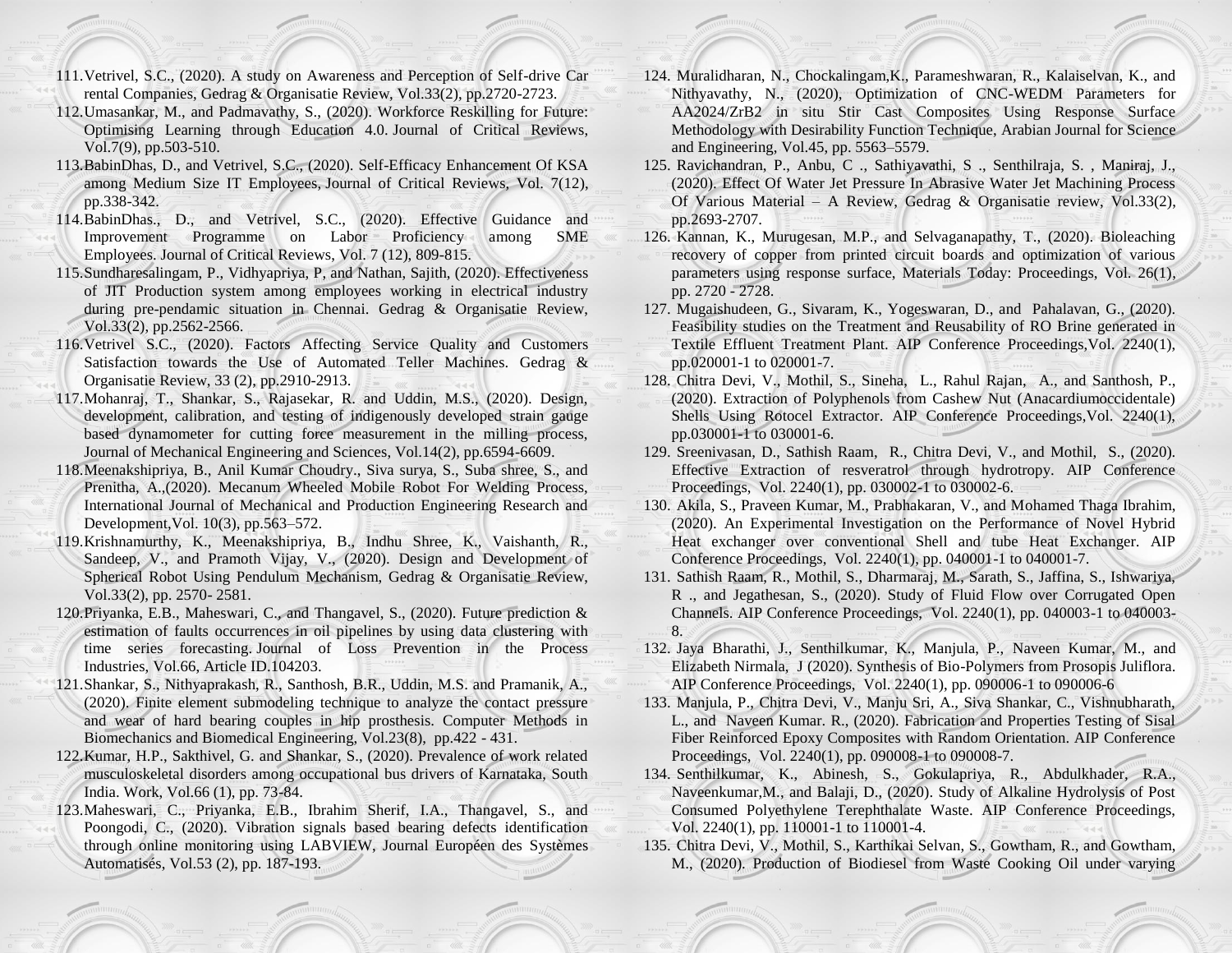111. Vetrivel, S.C., (2020). A study on Awareness and Perception of Self-drive Car rental Companies, Gedrag & Organisatie Review, Vol.33(2), pp.2720-2723.
112. Umasankar, M., and Padmavathy, S., (2020). Workforce Reskilling for Future: Optimising Learning through Education 4.0. Journal of Critical Reviews, Vol.7(9), pp.503-510.
113. BabinDhas, D., and Vetrivel, S.C., (2020). Self-Efficacy Enhancement Of KSA among Medium Size IT Employees, Journal of Critical Reviews, Vol. 7(12), pp.338-342.
114. BabinDhas., D., and Vetrivel, S.C., (2020). Effective Guidance and Improvement Programme on Labor Proficiency among SME Employees. Journal of Critical Reviews, Vol. 7 (12), 809-815.
115. Sundharesalingam, P., Vidhyapriya, P, and Nathan, Sajith, (2020). Effectiveness of JIT Production system among employees working in electrical industry during pre-pendamic situation in Chennai. Gedrag & Organisatie Review, Vol.33(2), pp.2562-2566.
116. Vetrivel S.C., (2020). Factors Affecting Service Quality and Customers Satisfaction towards the Use of Automated Teller Machines. Gedrag & Organisatie Review, 33 (2), pp.2910-2913.
117. Mohanraj, T., Shankar, S., Rajasekar, R. and Uddin, M.S., (2020). Design, development, calibration, and testing of indigenously developed strain gauge based dynamometer for cutting force measurement in the milling process, Journal of Mechanical Engineering and Sciences, Vol.14(2), pp.6594-6609.
118. Meenakshipriya, B., Anil Kumar Choudry., Siva surya, S., Suba shree, S., and Prenitha, A.,(2020). Mecanum Wheeled Mobile Robot For Welding Process, International Journal of Mechanical and Production Engineering Research and Development,Vol. 10(3), pp.563–572.
119. Krishnamurthy, K., Meenakshipriya, B., Indhu Shree, K., Vaishanth, R., Sandeep, V., and Pramoth Vijay, V., (2020). Design and Development of Spherical Robot Using Pendulum Mechanism, Gedrag & Organisatie Review, Vol.33(2), pp. 2570- 2581.
120. Priyanka, E.B., Maheswari, C., and Thangavel, S., (2020). Future prediction & estimation of faults occurrences in oil pipelines by using data clustering with time series forecasting. Journal of Loss Prevention in the Process Industries, Vol.66, Article ID.104203.
121. Shankar, S., Nithyaprakash, R., Santhosh, B.R., Uddin, M.S. and Pramanik, A., (2020). Finite element submodeling technique to analyze the contact pressure and wear of hard bearing couples in hip prosthesis. Computer Methods in Biomechanics and Biomedical Engineering, Vol.23(8), pp.422 - 431.
122. Kumar, H.P., Sakthivel, G. and Shankar, S., (2020). Prevalence of work related musculoskeletal disorders among occupational bus drivers of Karnataka, South India. Work, Vol.66 (1), pp. 73-84.
123. Maheswari, C., Priyanka, E.B., Ibrahim Sherif, I.A., Thangavel, S., and Poongodi, C., (2020). Vibration signals based bearing defects identification through online monitoring using LABVIEW, Journal Européen des Systèmes Automatisés, Vol.53 (2), pp. 187-193.
124. Muralidharan, N., Chockalingam,K., Parameshwaran, R., Kalaiselvan, K., and Nithyavathy, N., (2020), Optimization of CNC-WEDM Parameters for AA2024/ZrB2 in situ Stir Cast Composites Using Response Surface Methodology with Desirability Function Technique, Arabian Journal for Science and Engineering, Vol.45, pp. 5563–5579.
125. Ravichandran, P., Anbu, C ., Sathiyavathi, S ., Senthilraja, S. , Maniraj, J., (2020). Effect Of Water Jet Pressure In Abrasive Water Jet Machining Process Of Various Material – A Review, Gedrag & Organisatie review, Vol.33(2), pp.2693-2707.
126. Kannan, K., Murugesan, M.P., and Selvaganapathy, T., (2020). Bioleaching recovery of copper from printed circuit boards and optimization of various parameters using response surface, Materials Today: Proceedings, Vol. 26(1), pp. 2720 - 2728.
127. Mugaishudeen, G., Sivaram, K., Yogeswaran, D., and Pahalavan, G., (2020). Feasibility studies on the Treatment and Reusability of RO Brine generated in Textile Effluent Treatment Plant. AIP Conference Proceedings,Vol. 2240(1), pp.020001-1 to 020001-7.
128. Chitra Devi, V., Mothil, S., Sineha, L., Rahul Rajan, A., and Santhosh, P., (2020). Extraction of Polyphenols from Cashew Nut (Anacardiumoccidentale) Shells Using Rotocel Extractor. AIP Conference Proceedings,Vol. 2240(1), pp.030001-1 to 030001-6.
129. Sreenivasan, D., Sathish Raam, R., Chitra Devi, V., and Mothil, S., (2020). Effective Extraction of resveratrol through hydrotropy. AIP Conference Proceedings, Vol. 2240(1), pp. 030002-1 to 030002-6.
130. Akila, S., Praveen Kumar, M., Prabhakaran, V., and Mohamed Thaga Ibrahim, (2020). An Experimental Investigation on the Performance of Novel Hybrid Heat exchanger over conventional Shell and tube Heat Exchanger. AIP Conference Proceedings, Vol. 2240(1), pp. 040001-1 to 040001-7.
131. Sathish Raam, R., Mothil, S., Dharmaraj, M., Sarath, S., Jaffina, S., Ishwariya, R ., and Jegathesan, S., (2020). Study of Fluid Flow over Corrugated Open Channels. AIP Conference Proceedings, Vol. 2240(1), pp. 040003-1 to 040003-8.
132. Jaya Bharathi, J., Senthilkumar, K., Manjula, P., Naveen Kumar, M., and Elizabeth Nirmala, J (2020). Synthesis of Bio-Polymers from Prosopis Juliflora. AIP Conference Proceedings, Vol. 2240(1), pp. 090006-1 to 090006-6
133. Manjula, P., Chitra Devi, V., Manju Sri, A., Siva Shankar, C., Vishnubharath, L., and Naveen Kumar. R., (2020). Fabrication and Properties Testing of Sisal Fiber Reinforced Epoxy Composites with Random Orientation. AIP Conference Proceedings, Vol. 2240(1), pp. 090008-1 to 090008-7.
134. Senthilkumar, K., Abinesh, S., Gokulapriya, R., Abdulkhader, R.A., Naveenkumar,M., and Balaji, D., (2020). Study of Alkaline Hydrolysis of Post Consumed Polyethylene Terephthalate Waste. AIP Conference Proceedings, Vol. 2240(1), pp. 110001-1 to 110001-4.
135. Chitra Devi, V., Mothil, S., Karthikai Selvan, S., Gowtham, R., and Gowtham, M., (2020). Production of Biodiesel from Waste Cooking Oil under varying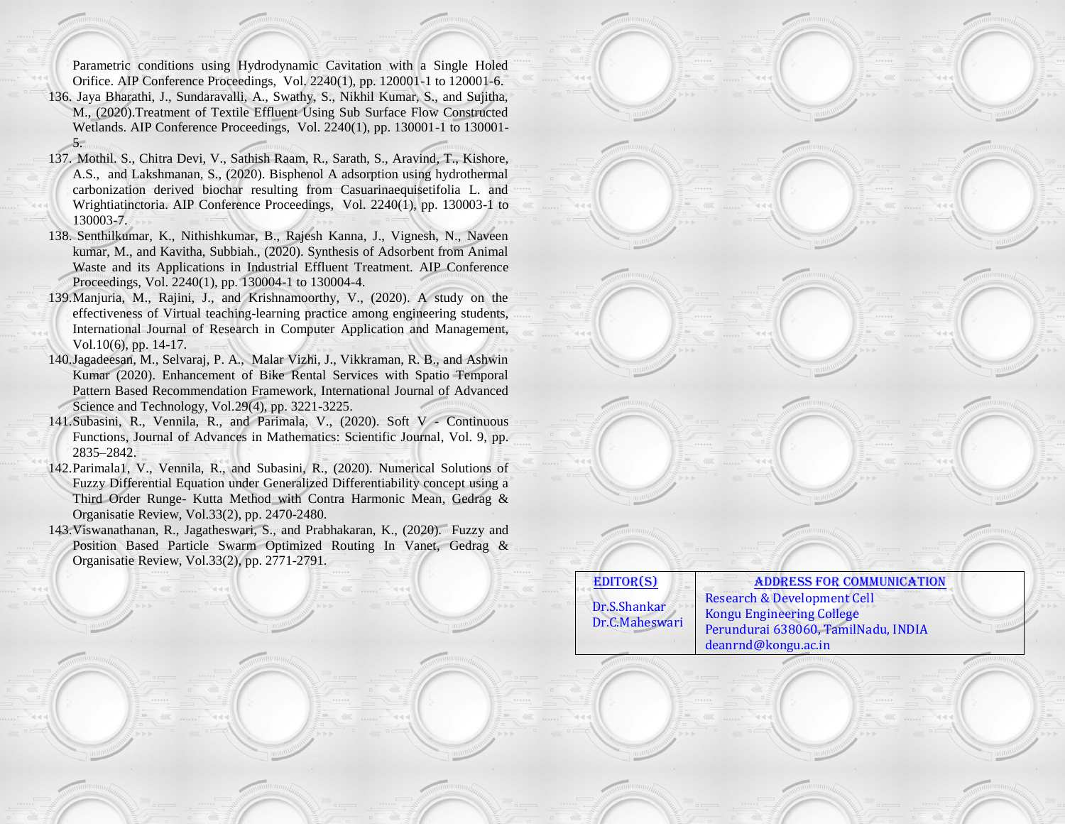Parametric conditions using Hydrodynamic Cavitation with a Single Holed Orifice. AIP Conference Proceedings, Vol. 2240(1), pp. 120001-1 to 120001-6.

136. Jaya Bharathi, J., Sundaravalli, A., Swathy, S., Nikhil Kumar, S., and Sujitha, M., (2020).Treatment of Textile Effluent Using Sub Surface Flow Constructed Wetlands. AIP Conference Proceedings, Vol. 2240(1), pp. 130001-1 to 130001-5.
137. Mothil. S., Chitra Devi, V., Sathish Raam, R., Sarath, S., Aravind, T., Kishore, A.S., and Lakshmanan, S., (2020). Bisphenol A adsorption using hydrothermal carbonization derived biochar resulting from Casuarinaequisetifolia L. and Wrightiatinctoria. AIP Conference Proceedings, Vol. 2240(1), pp. 130003-1 to 130003-7.
138. Senthilkumar, K., Nithishkumar, B., Rajesh Kanna, J., Vignesh, N., Naveen kumar, M., and Kavitha, Subbiah., (2020). Synthesis of Adsorbent from Animal Waste and its Applications in Industrial Effluent Treatment. AIP Conference Proceedings, Vol. 2240(1), pp. 130004-1 to 130004-4.
139. Manjuria, M., Rajini, J., and Krishnamoorthy, V., (2020). A study on the effectiveness of Virtual teaching-learning practice among engineering students, International Journal of Research in Computer Application and Management, Vol.10(6), pp. 14-17.
140. Jagadeesan, M., Selvaraj, P. A., Malar Vizhi, J., Vikkraman, R. B., and Ashwin Kumar (2020). Enhancement of Bike Rental Services with Spatio Temporal Pattern Based Recommendation Framework, International Journal of Advanced Science and Technology, Vol.29(4), pp. 3221-3225.
141. Subasini, R., Vennila, R., and Parimala, V., (2020). Soft V - Continuous Functions, Journal of Advances in Mathematics: Scientific Journal, Vol. 9, pp. 2835–2842.
142. Parimala1, V., Vennila, R., and Subasini, R., (2020). Numerical Solutions of Fuzzy Differential Equation under Generalized Differentiability concept using a Third Order Runge- Kutta Method with Contra Harmonic Mean, Gedrag & Organisatie Review, Vol.33(2), pp. 2470-2480.
143. Viswanathanan, R., Jagatheswari, S., and Prabhakaran, K., (2020). Fuzzy and Position Based Particle Swarm Optimized Routing In Vanet, Gedrag & Organisatie Review, Vol.33(2), pp. 2771-2791.

| EDITOR(S) | ADDRESS FOR COMMUNICATION |
| --- | --- |
| Dr.S.Shankar<br>Dr.C.Maheswari | Research & Development Cell<br>Kongu Engineering College<br>Perundurai 638060, TamilNadu, INDIA<br>deanrnd@kongu.ac.in |